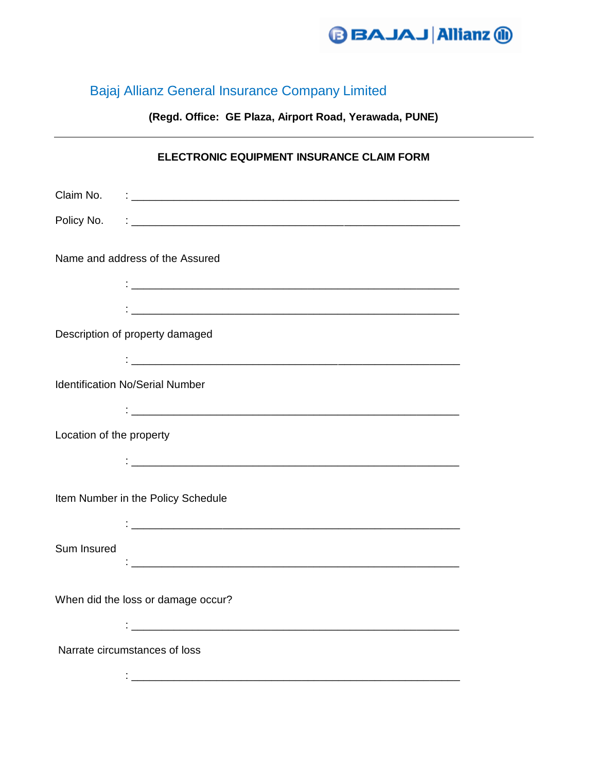BAJAJ | Allianz

# Bajaj Allianz General Insurance Company Limited

**(Regd. Office: GE Plaza, Airport Road, Yerawada, PUNE)**

---

## ELECTRONIC EQUIPMENT INSURANCE CLAIM FORM

Claim No. : ________________________________________________

Policy No. : ________________________________________________

Name and address of the Assured

: ________________________________________________

: ________________________________________________

Description of property damaged

: ________________________________________________

Identification No/Serial Number

: ________________________________________________

Location of the property

: ________________________________________________

Item Number in the Policy Schedule

: ________________________________________________

Sum Insured

: ________________________________________________

When did the loss or damage occur?

: ________________________________________________

Narrate circumstances of loss

: ________________________________________________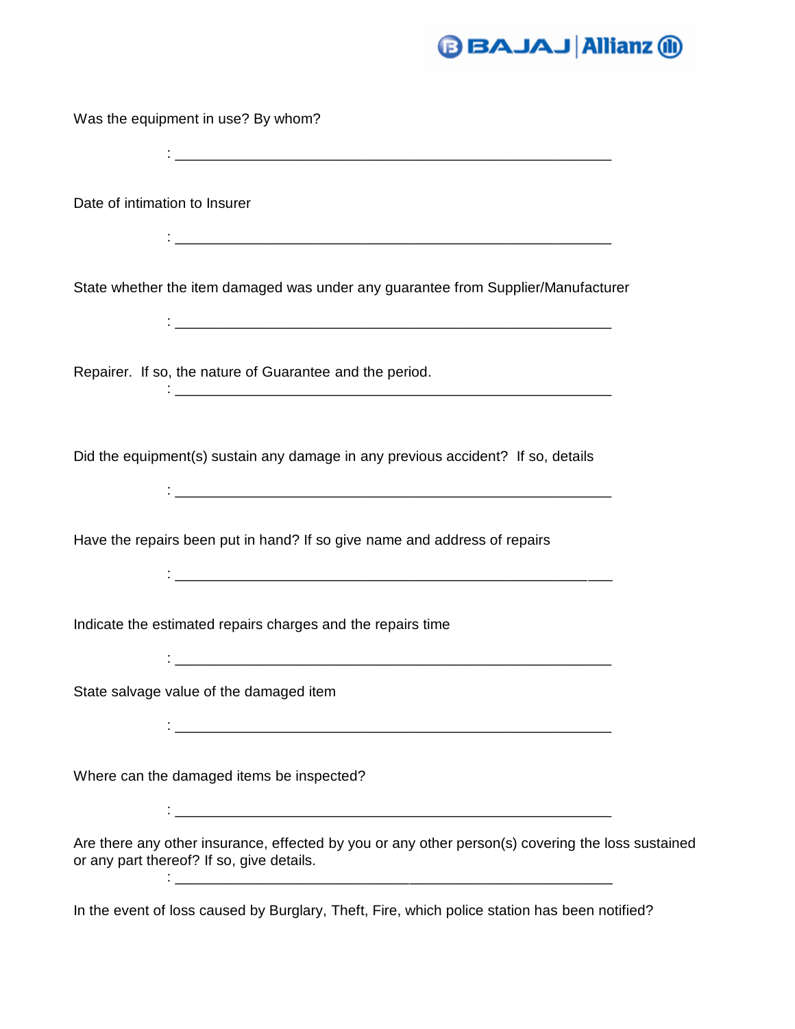Was the equipment in use? By whom?

: _______________________________________________________

Date of intimation to Insurer

: _______________________________________________________

State whether the item damaged was under any guarantee from Supplier/Manufacturer

: _______________________________________________________

Repairer. If so, the nature of Guarantee and the period.

: _______________________________________________________

Did the equipment(s) sustain any damage in any previous accident? If so, details

: _______________________________________________________

Have the repairs been put in hand? If so give name and address of repairs

: _______________________________________________________

Indicate the estimated repairs charges and the repairs time

: _______________________________________________________

State salvage value of the damaged item

: _______________________________________________________

Where can the damaged items be inspected?

: _______________________________________________________

Are there any other insurance, effected by you or any other person(s) covering the loss sustained or any part thereof? If so, give details.

: _______________________________________________________

In the event of loss caused by Burglary, Theft, Fire, which police station has been notified?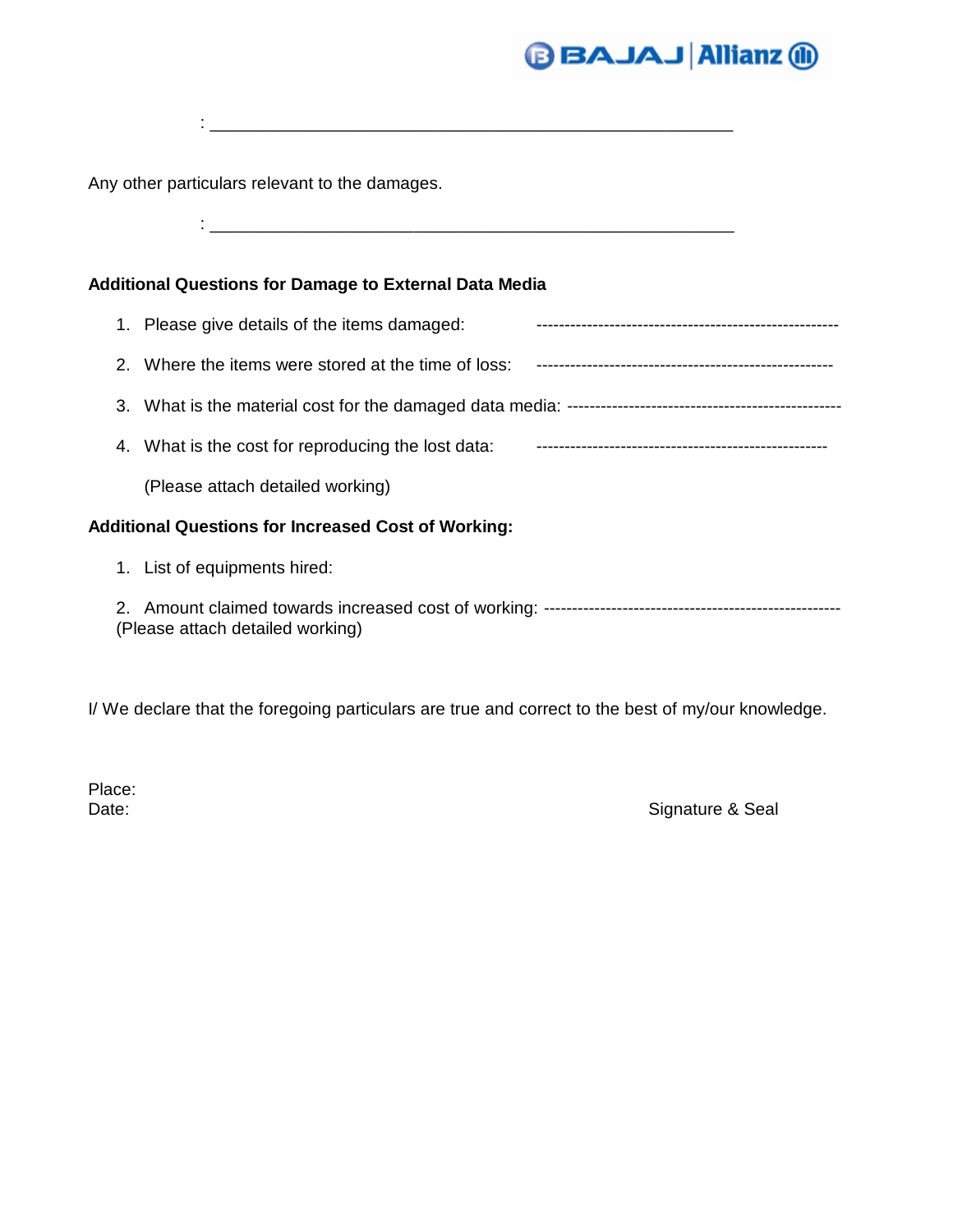: _______________________________________________________

Any other particulars relevant to the damages.

: _______________________________________________________

**Additional Questions for Damage to External Data Media**

1. Please give details of the items damaged: -----------------------------------------------------
2. Where the items were stored at the time of loss: -----------------------------------------------------
3. What is the material cost for the damaged data media: -------------------------------------------------
4. What is the cost for reproducing the lost data: ----------------------------------------------------

   (Please attach detailed working)

**Additional Questions for Increased Cost of Working:**

1. List of equipments hired:
2. Amount claimed towards increased cost of working: -----------------------------------------------------
(Please attach detailed working)

I/ We declare that the foregoing particulars are true and correct to the best of my/our knowledge.

Place:
Date: Signature & Seal